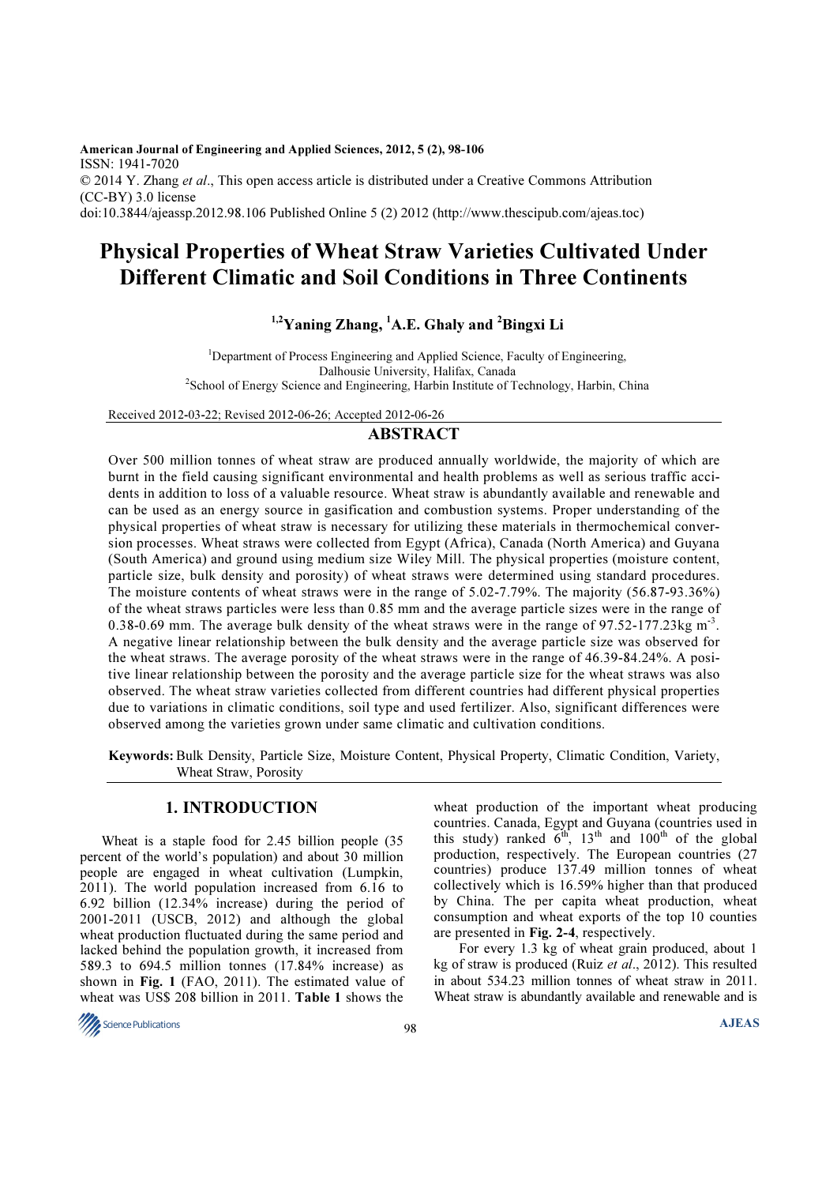American Journal of Engineering and Applied Sciences, 2012, 5 (2), 98-106
ISSN: 1941-7020
© 2014 Y. Zhang *et al*., This open access article is distributed under a Creative Commons Attribution (CC-BY) 3.0 license
doi:10.3844/ajeassp.2012.98.106 Published Online 5 (2) 2012 (http://www.thescipub.com/ajeas.toc)

# Physical Properties of Wheat Straw Varieties Cultivated Under Different Climatic and Soil Conditions in Three Continents

[1,2]Yaning Zhang, [1]A.E. Ghaly and [2]Bingxi Li

[1]Department of Process Engineering and Applied Science, Faculty of Engineering, Dalhousie University, Halifax, Canada
[2]School of Energy Science and Engineering, Harbin Institute of Technology, Harbin, China

Received 2012-03-22; Revised 2012-06-26; Accepted 2012-06-26

## ABSTRACT

Over 500 million tonnes of wheat straw are produced annually worldwide, the majority of which are burnt in the field causing significant environmental and health problems as well as serious traffic accidents in addition to loss of a valuable resource. Wheat straw is abundantly available and renewable and can be used as an energy source in gasification and combustion systems. Proper understanding of the physical properties of wheat straw is necessary for utilizing these materials in thermochemical conversion processes. Wheat straws were collected from Egypt (Africa), Canada (North America) and Guyana (South America) and ground using medium size Wiley Mill. The physical properties (moisture content, particle size, bulk density and porosity) of wheat straws were determined using standard procedures. The moisture contents of wheat straws were in the range of 5.02-7.79%. The majority (56.87-93.36%) of the wheat straws particles were less than 0.85 mm and the average particle sizes were in the range of 0.38-0.69 mm. The average bulk density of the wheat straws were in the range of 97.52-177.23kg m$^{-3}$. A negative linear relationship between the bulk density and the average particle size was observed for the wheat straws. The average porosity of the wheat straws were in the range of 46.39-84.24%. A positive linear relationship between the porosity and the average particle size for the wheat straws was also observed. The wheat straw varieties collected from different countries had different physical properties due to variations in climatic conditions, soil type and used fertilizer. Also, significant differences were observed among the varieties grown under same climatic and cultivation conditions.

**Keywords:** Bulk Density, Particle Size, Moisture Content, Physical Property, Climatic Condition, Variety, Wheat Straw, Porosity

## 1. INTRODUCTION

Wheat is a staple food for 2.45 billion people (35 percent of the world's population) and about 30 million people are engaged in wheat cultivation (Lumpkin, 2011). The world population increased from 6.16 to 6.92 billion (12.34% increase) during the period of 2001-2011 (USCB, 2012) and although the global wheat production fluctuated during the same period and lacked behind the population growth, it increased from 589.3 to 694.5 million tonnes (17.84% increase) as shown in **Fig. 1** (FAO, 2011). The estimated value of wheat was US$ 208 billion in 2011. **Table 1** shows the wheat production of the important wheat producing countries. Canada, Egypt and Guyana (countries used in this study) ranked 6$^{th}$, 13$^{th}$ and 100$^{th}$ of the global production, respectively. The European countries (27 countries) produce 137.49 million tonnes of wheat collectively which is 16.59% higher than that produced by China. The per capita wheat production, wheat consumption and wheat exports of the top 10 counties are presented in **Fig. 2-4**, respectively.

For every 1.3 kg of wheat grain produced, about 1 kg of straw is produced (Ruiz *et al*., 2012). This resulted in about 534.23 million tonnes of wheat straw in 2011. Wheat straw is abundantly available and renewable and is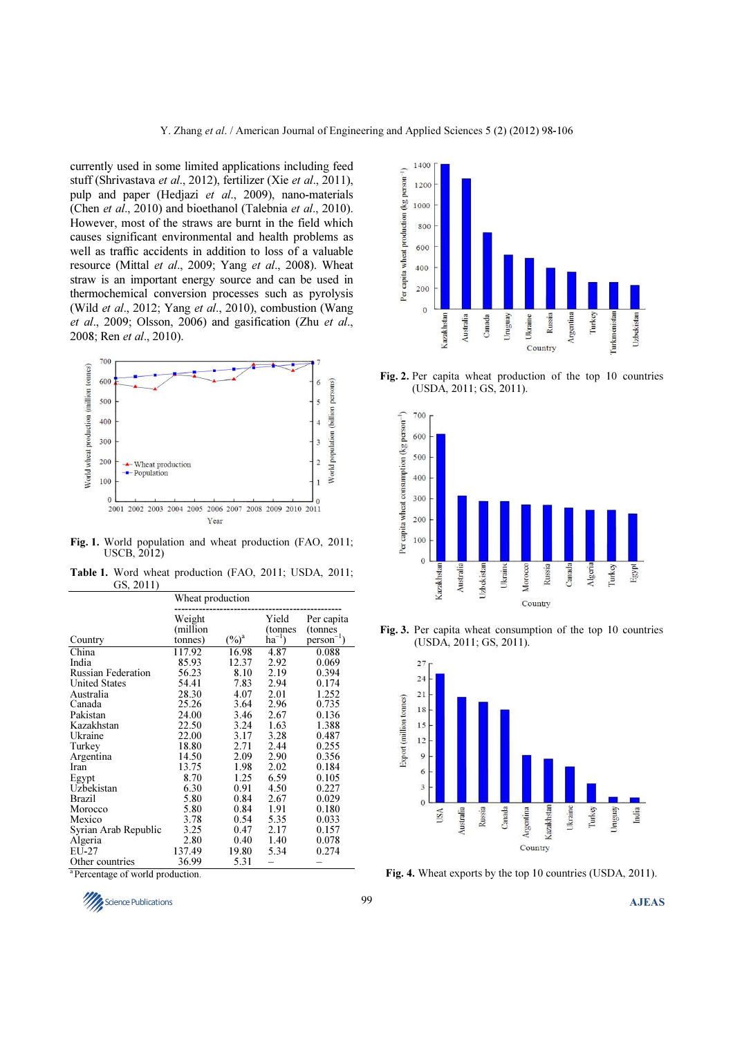currently used in some limited applications including feed stuff (Shrivastava *et al*., 2012), fertilizer (Xie *et al*., 2011), pulp and paper (Hedjazi *et al*., 2009), nano-materials (Chen *et al*., 2010) and bioethanol (Talebnia *et al*., 2010). However, most of the straws are burnt in the field which causes significant environmental and health problems as well as traffic accidents in addition to loss of a valuable resource (Mittal *et al*., 2009; Yang *et al*., 2008). Wheat straw is an important energy source and can be used in thermochemical conversion processes such as pyrolysis (Wild *et al*., 2012; Yang *et al*., 2010), combustion (Wang *et al*., 2009; Olsson, 2006) and gasification (Zhu *et al*., 2008; Ren *et al*., 2010).

**Fig. 1.** World population and wheat production (FAO, 2011; USCB, 2012)

**Table 1.** Word wheat production (FAO, 2011; USDA, 2011; GS, 2011)

| Country | Wheat production | | | |
|---|---|---|---|---|
| | Weight (million tonnes) | (%)[a] | Yield (tonnes ha$^{-1}$) | Per capita (tonnes person$^{-1}$) |
| China | 117.92 | 16.98 | 4.87 | 0.088 |
| India | 85.93 | 12.37 | 2.92 | 0.069 |
| Russian Federation | 56.23 | 8.10 | 2.19 | 0.394 |
| United States | 54.41 | 7.83 | 2.94 | 0.174 |
| Australia | 28.30 | 4.07 | 2.01 | 1.252 |
| Canada | 25.26 | 3.64 | 2.96 | 0.735 |
| Pakistan | 24.00 | 3.46 | 2.67 | 0.136 |
| Kazakhstan | 22.50 | 3.24 | 1.63 | 1.388 |
| Ukraine | 22.00 | 3.17 | 3.28 | 0.487 |
| Turkey | 18.80 | 2.71 | 2.44 | 0.255 |
| Argentina | 14.50 | 2.09 | 2.90 | 0.356 |
| Iran | 13.75 | 1.98 | 2.02 | 0.184 |
| Egypt | 8.70 | 1.25 | 6.59 | 0.105 |
| Uzbekistan | 6.30 | 0.91 | 4.50 | 0.227 |
| Brazil | 5.80 | 0.84 | 2.67 | 0.029 |
| Morocco | 5.80 | 0.84 | 1.91 | 0.180 |
| Mexico | 3.78 | 0.54 | 5.35 | 0.033 |
| Syrian Arab Republic | 3.25 | 0.47 | 2.17 | 0.157 |
| Algeria | 2.80 | 0.40 | 1.40 | 0.078 |
| EU-27 | 137.49 | 19.80 | 5.34 | 0.274 |
| Other countries | 36.99 | 5.31 | – | – |

[a] Percentage of world production.

**Fig. 2.** Per capita wheat production of the top 10 countries (USDA, 2011; GS, 2011).

**Fig. 3.** Per capita wheat consumption of the top 10 countries (USDA, 2011; GS, 2011).

**Fig. 4.** Wheat exports by the top 10 countries (USDA, 2011).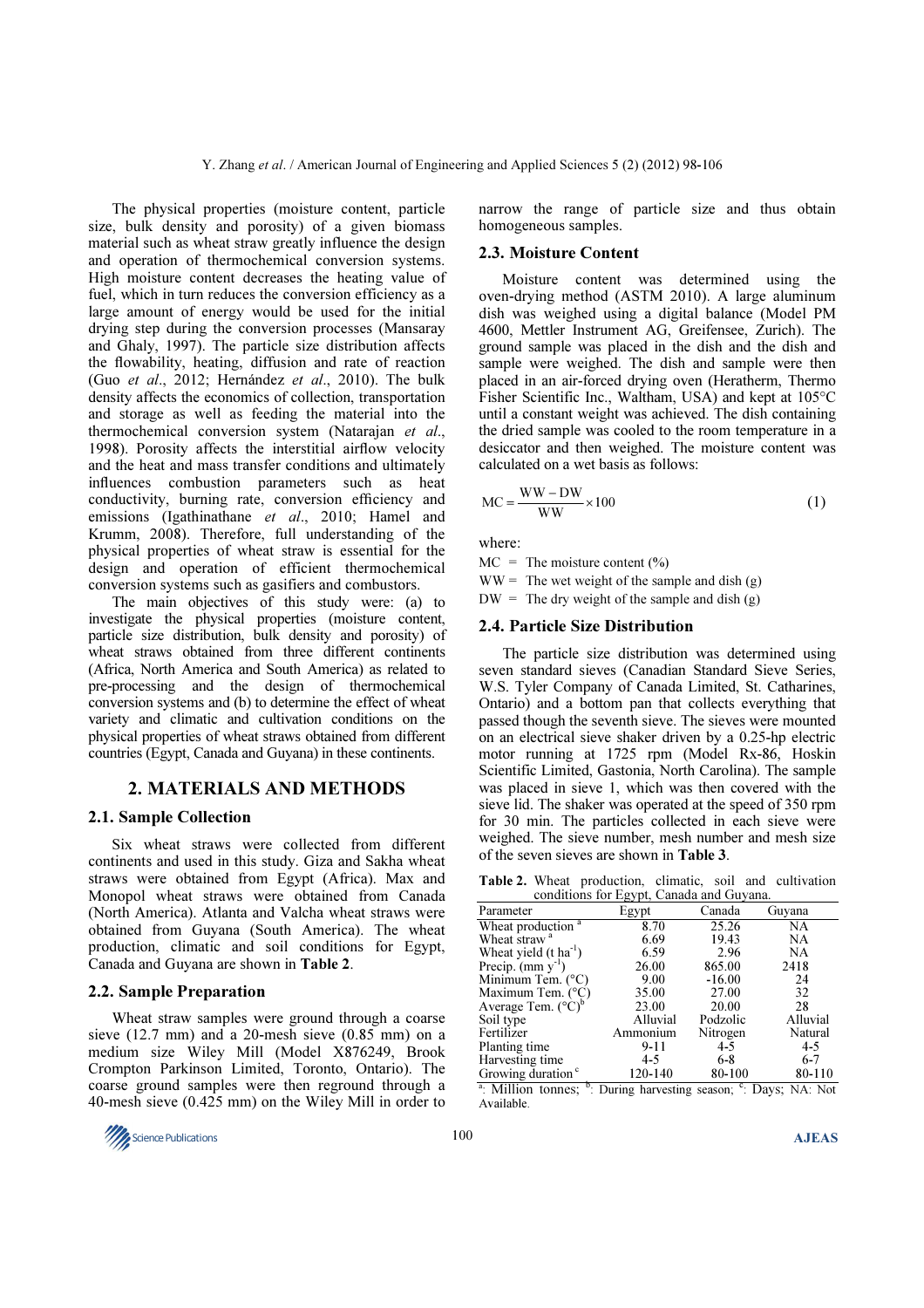The physical properties (moisture content, particle size, bulk density and porosity) of a given biomass material such as wheat straw greatly influence the design and operation of thermochemical conversion systems. High moisture content decreases the heating value of fuel, which in turn reduces the conversion efficiency as a large amount of energy would be used for the initial drying step during the conversion processes (Mansaray and Ghaly, 1997). The particle size distribution affects the flowability, heating, diffusion and rate of reaction (Guo *et al*., 2012; Hernández *et al*., 2010). The bulk density affects the economics of collection, transportation and storage as well as feeding the material into the thermochemical conversion system (Natarajan *et al*., 1998). Porosity affects the interstitial airflow velocity and the heat and mass transfer conditions and ultimately influences combustion parameters such as heat conductivity, burning rate, conversion efficiency and emissions (Igathinathane *et al*., 2010; Hamel and Krumm, 2008). Therefore, full understanding of the physical properties of wheat straw is essential for the design and operation of efficient thermochemical conversion systems such as gasifiers and combustors.

The main objectives of this study were: (a) to investigate the physical properties (moisture content, particle size distribution, bulk density and porosity) of wheat straws obtained from three different continents (Africa, North America and South America) as related to pre-processing and the design of thermochemical conversion systems and (b) to determine the effect of wheat variety and climatic and cultivation conditions on the physical properties of wheat straws obtained from different countries (Egypt, Canada and Guyana) in these continents.

# 2. MATERIALS AND METHODS

## 2.1. Sample Collection

Six wheat straws were collected from different continents and used in this study. Giza and Sakha wheat straws were obtained from Egypt (Africa). Max and Monopol wheat straws were obtained from Canada (North America). Atlanta and Valcha wheat straws were obtained from Guyana (South America). The wheat production, climatic and soil conditions for Egypt, Canada and Guyana are shown in **Table 2**.

## 2.2. Sample Preparation

Wheat straw samples were ground through a coarse sieve (12.7 mm) and a 20-mesh sieve (0.85 mm) on a medium size Wiley Mill (Model X876249, Brook Crompton Parkinson Limited, Toronto, Ontario). The coarse ground samples were then reground through a 40-mesh sieve (0.425 mm) on the Wiley Mill in order to narrow the range of particle size and thus obtain homogeneous samples.

## 2.3. Moisture Content

Moisture content was determined using the oven-drying method (ASTM 2010). A large aluminum dish was weighed using a digital balance (Model PM 4600, Mettler Instrument AG, Greifensee, Zurich). The ground sample was placed in the dish and the dish and sample were weighed. The dish and sample were then placed in an air-forced drying oven (Heratherm, Thermo Fisher Scientific Inc., Waltham, USA) and kept at 105°C until a constant weight was achieved. The dish containing the dried sample was cooled to the room temperature in a desiccator and then weighed. The moisture content was calculated on a wet basis as follows:

$$MC = \frac{WW - DW}{WW} \times 100 \tag{1}$$

where:

MC = The moisture content (%)
WW = The wet weight of the sample and dish (g)
DW = The dry weight of the sample and dish (g)

## 2.4. Particle Size Distribution

The particle size distribution was determined using seven standard sieves (Canadian Standard Sieve Series, W.S. Tyler Company of Canada Limited, St. Catharines, Ontario) and a bottom pan that collects everything that passed though the seventh sieve. The sieves were mounted on an electrical sieve shaker driven by a 0.25-hp electric motor running at 1725 rpm (Model Rx-86, Hoskin Scientific Limited, Gastonia, North Carolina). The sample was placed in sieve 1, which was then covered with the sieve lid. The shaker was operated at the speed of 350 rpm for 30 min. The particles collected in each sieve were weighed. The sieve number, mesh number and mesh size of the seven sieves are shown in **Table 3**.

**Table 2.** Wheat production, climatic, soil and cultivation conditions for Egypt, Canada and Guyana.

| Parameter | Egypt | Canada | Guyana |
|---|---|---|---|
| Wheat production [a] | 8.70 | 25.26 | NA |
| Wheat straw [a] | 6.69 | 19.43 | NA |
| Wheat yield (t ha$^{-1}$) | 6.59 | 2.96 | NA |
| Precip. (mm y$^{-1}$) | 26.00 | 865.00 | 2418 |
| Minimum Tem. (°C) | 9.00 | -16.00 | 24 |
| Maximum Tem. (°C) | 35.00 | 27.00 | 32 |
| Average Tem. (°C)[b] | 23.00 | 20.00 | 28 |
| Soil type | Alluvial | Podzolic | Alluvial |
| Fertilizer | Ammonium | Nitrogen | Natural |
| Planting time | 9-11 | 4-5 | 4-5 |
| Harvesting time | 4-5 | 6-8 | 6-7 |
| Growing duration [c] | 120-140 | 80-100 | 80-110 |

[a]: Million tonnes; [b]: During harvesting season; [c]: Days; NA: Not Available.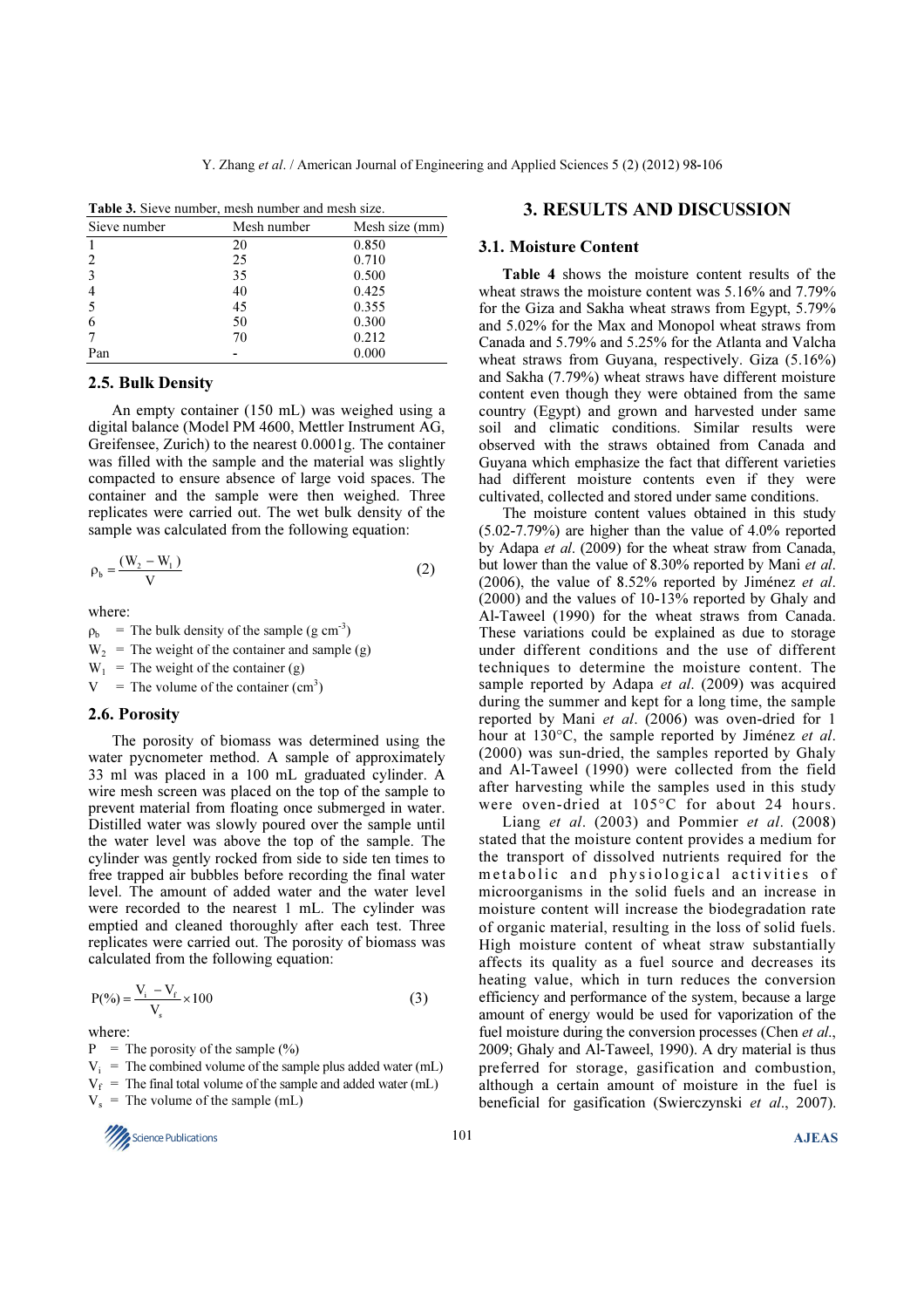**Table 3.** Sieve number, mesh number and mesh size.

| Sieve number | Mesh number | Mesh size (mm) |
|---|---|---|
| 1 | 20 | 0.850 |
| 2 | 25 | 0.710 |
| 3 | 35 | 0.500 |
| 4 | 40 | 0.425 |
| 5 | 45 | 0.355 |
| 6 | 50 | 0.300 |
| 7 | 70 | 0.212 |
| Pan | - | 0.000 |

### 2.5. Bulk Density

An empty container (150 mL) was weighed using a digital balance (Model PM 4600, Mettler Instrument AG, Greifensee, Zurich) to the nearest 0.0001g. The container was filled with the sample and the material was slightly compacted to ensure absence of large void spaces. The container and the sample were then weighed. Three replicates were carried out. The wet bulk density of the sample was calculated from the following equation:

$$\rho_b = \frac{(W_2 - W_1)}{V} \tag{2}$$

where:

$\rho_b$ = The bulk density of the sample (g $cm^{-3}$)
$W_2$ = The weight of the container and sample (g)
$W_1$ = The weight of the container (g)
$V$ = The volume of the container ($cm^3$)

### 2.6. Porosity

The porosity of biomass was determined using the water pycnometer method. A sample of approximately 33 ml was placed in a 100 mL graduated cylinder. A wire mesh screen was placed on the top of the sample to prevent material from floating once submerged in water. Distilled water was slowly poured over the sample until the water level was above the top of the sample. The cylinder was gently rocked from side to side ten times to free trapped air bubbles before recording the final water level. The amount of added water and the water level were recorded to the nearest 1 mL. The cylinder was emptied and cleaned thoroughly after each test. Three replicates were carried out. The porosity of biomass was calculated from the following equation:

$$P(\%) = \frac{V_i - V_f}{V_s} \times 100 \tag{3}$$

where:

$P$ = The porosity of the sample (%)
$V_i$ = The combined volume of the sample plus added water (mL)
$V_f$ = The final total volume of the sample and added water (mL)
$V_s$ = The volume of the sample (mL)

## 3. RESULTS AND DISCUSSION

### 3.1. Moisture Content

**Table 4** shows the moisture content results of the wheat straws the moisture content was 5.16% and 7.79% for the Giza and Sakha wheat straws from Egypt, 5.79% and 5.02% for the Max and Monopol wheat straws from Canada and 5.79% and 5.25% for the Atlanta and Valcha wheat straws from Guyana, respectively. Giza (5.16%) and Sakha (7.79%) wheat straws have different moisture content even though they were obtained from the same country (Egypt) and grown and harvested under same soil and climatic conditions. Similar results were observed with the straws obtained from Canada and Guyana which emphasize the fact that different varieties had different moisture contents even if they were cultivated, collected and stored under same conditions.

The moisture content values obtained in this study (5.02-7.79%) are higher than the value of 4.0% reported by Adapa *et al*. (2009) for the wheat straw from Canada, but lower than the value of 8.30% reported by Mani *et al*. (2006), the value of 8.52% reported by Jiménez *et al*. (2000) and the values of 10-13% reported by Ghaly and Al-Taweel (1990) for the wheat straws from Canada. These variations could be explained as due to storage under different conditions and the use of different techniques to determine the moisture content. The sample reported by Adapa *et al*. (2009) was acquired during the summer and kept for a long time, the sample reported by Mani *et al*. (2006) was oven-dried for 1 hour at 130°C, the sample reported by Jiménez *et al*. (2000) was sun-dried, the samples reported by Ghaly and Al-Taweel (1990) were collected from the field after harvesting while the samples used in this study were oven-dried at 105°C for about 24 hours.

Liang *et al*. (2003) and Pommier *et al*. (2008) stated that the moisture content provides a medium for the transport of dissolved nutrients required for the metabolic and physiological activities of microorganisms in the solid fuels and an increase in moisture content will increase the biodegradation rate of organic material, resulting in the loss of solid fuels. High moisture content of wheat straw substantially affects its quality as a fuel source and decreases its heating value, which in turn reduces the conversion efficiency and performance of the system, because a large amount of energy would be used for vaporization of the fuel moisture during the conversion processes (Chen *et al*., 2009; Ghaly and Al-Taweel, 1990). A dry material is thus preferred for storage, gasification and combustion, although a certain amount of moisture in the fuel is beneficial for gasification (Swierczynski *et al*., 2007).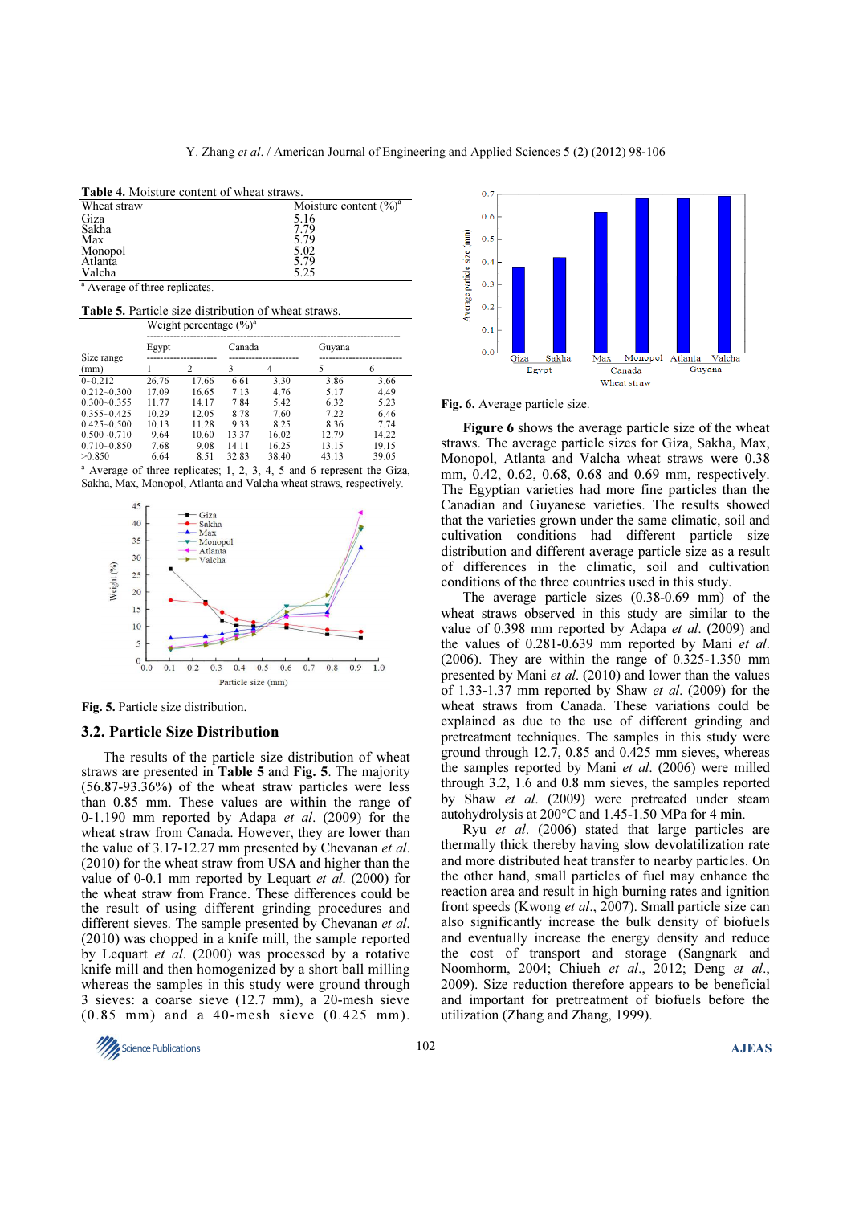**Table 4.** Moisture content of wheat straws.

| Wheat straw | Moisture content (%)[a] |
|---|---|
| Giza | 5.16 |
| Sakha | 7.79 |
| Max | 5.79 |
| Monopol | 5.02 |
| Atlanta | 5.79 |
| Valcha | 5.25 |

[a] Average of three replicates.

**Table 5.** Particle size distribution of wheat straws.

| Size range (mm) | Weight percentage (%)[a] | | | | | |
|---|---|---|---|---|---|---|
| | Egypt | | Canada | | Guyana | |
| | 1 | 2 | 3 | 4 | 5 | 6 |
| 0–0.212 | 26.76 | 17.66 | 6.61 | 3.30 | 3.86 | 3.66 |
| 0.212–0.300 | 17.09 | 16.65 | 7.13 | 4.76 | 5.17 | 4.49 |
| 0.300–0.355 | 11.77 | 14.17 | 7.84 | 5.42 | 6.32 | 5.23 |
| 0.355–0.425 | 10.29 | 12.05 | 8.78 | 7.60 | 7.22 | 6.46 |
| 0.425–0.500 | 10.13 | 11.28 | 9.33 | 8.25 | 8.36 | 7.74 |
| 0.500–0.710 | 9.64 | 10.60 | 13.37 | 16.02 | 12.79 | 14.22 |
| 0.710–0.850 | 7.68 | 9.08 | 14.11 | 16.25 | 13.15 | 19.15 |
| >0.850 | 6.64 | 8.51 | 32.83 | 38.40 | 43.13 | 39.05 |

[a] Average of three replicates; 1, 2, 3, 4, 5 and 6 represent the Giza, Sakha, Max, Monopol, Atlanta and Valcha wheat straws, respectively.

**Fig. 5.** Particle size distribution.

### 3.2. Particle Size Distribution

The results of the particle size distribution of wheat straws are presented in **Table 5** and **Fig. 5**. The majority (56.87-93.36%) of the wheat straw particles were less than 0.85 mm. These values are within the range of 0-1.190 mm reported by Adapa *et al*. (2009) for the wheat straw from Canada. However, they are lower than the value of 3.17-12.27 mm presented by Chevanan *et al*. (2010) for the wheat straw from USA and higher than the value of 0-0.1 mm reported by Lequart *et al*. (2000) for the wheat straw from France. These differences could be the result of using different grinding procedures and different sieves. The sample presented by Chevanan *et al*. (2010) was chopped in a knife mill, the sample reported by Lequart *et al*. (2000) was processed by a rotative knife mill and then homogenized by a short ball milling whereas the samples in this study were ground through 3 sieves: a coarse sieve (12.7 mm), a 20-mesh sieve (0.85 mm) and a 40-mesh sieve (0.425 mm).

**Fig. 6.** Average particle size.

**Figure 6** shows the average particle size of the wheat straws. The average particle sizes for Giza, Sakha, Max, Monopol, Atlanta and Valcha wheat straws were 0.38 mm, 0.42, 0.62, 0.68, 0.68 and 0.69 mm, respectively. The Egyptian varieties had more fine particles than the Canadian and Guyanese varieties. The results showed that the varieties grown under the same climatic, soil and cultivation conditions had different particle size distribution and different average particle size as a result of differences in the climatic, soil and cultivation conditions of the three countries used in this study.

The average particle sizes (0.38-0.69 mm) of the wheat straws observed in this study are similar to the value of 0.398 mm reported by Adapa *et al*. (2009) and the values of 0.281-0.639 mm reported by Mani *et al*. (2006). They are within the range of 0.325-1.350 mm presented by Mani *et al*. (2010) and lower than the values of 1.33-1.37 mm reported by Shaw *et al*. (2009) for the wheat straws from Canada. These variations could be explained as due to the use of different grinding and pretreatment techniques. The samples in this study were ground through 12.7, 0.85 and 0.425 mm sieves, whereas the samples reported by Mani *et al*. (2006) were milled through 3.2, 1.6 and 0.8 mm sieves, the samples reported by Shaw *et al*. (2009) were pretreated under steam autohydrolysis at 200°C and 1.45-1.50 MPa for 4 min.

Ryu *et al*. (2006) stated that large particles are thermally thick thereby having slow devolatilization rate and more distributed heat transfer to nearby particles. On the other hand, small particles of fuel may enhance the reaction area and result in high burning rates and ignition front speeds (Kwong *et al*., 2007). Small particle size can also significantly increase the bulk density of biofuels and eventually increase the energy density and reduce the cost of transport and storage (Sangnark and Noomhorm, 2004; Chiueh *et al*., 2012; Deng *et al*., 2009). Size reduction therefore appears to be beneficial and important for pretreatment of biofuels before the utilization (Zhang and Zhang, 1999).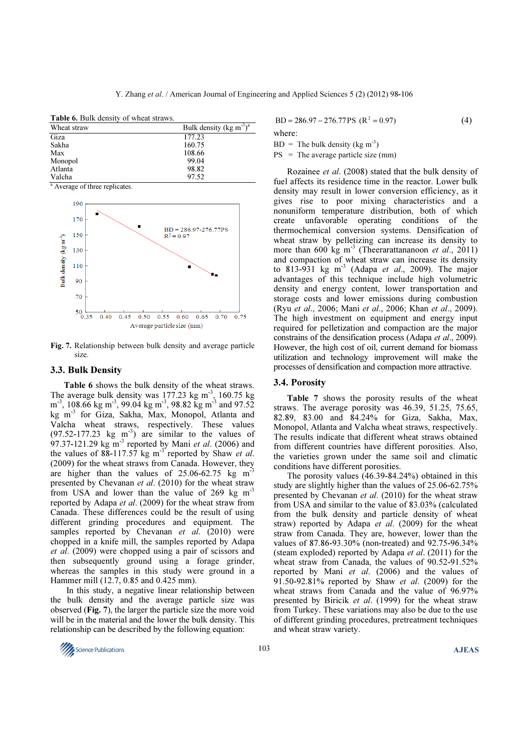**Table 6.** Bulk density of wheat straws.

| Wheat straw | Bulk density (kg m$^{-3}$)[a] |
|---|---|
| Giza | 177.23 |
| Sakha | 160.75 |
| Max | 108.66 |
| Monopol | 99.04 |
| Atlanta | 98.82 |
| Valcha | 97.52 |

[a] Average of three replicates.

**Fig. 7.** Relationship between bulk density and average particle size.

### 3.3. Bulk Density

**Table 6** shows the bulk density of the wheat straws. The average bulk density was 177.23 kg m$^{-3}$, 160.75 kg m$^{-3}$, 108.66 kg m$^{-3}$, 99.04 kg m$^{-3}$, 98.82 kg m$^{-3}$ and 97.52 kg m$^{-3}$ for Giza, Sakha, Max, Monopol, Atlanta and Valcha wheat straws, respectively. These values (97.52-177.23 kg m$^{-3}$) are similar to the values of 97.37-121.29 kg m$^{-3}$ reported by Mani *et al*. (2006) and the values of 88-117.57 kg m$^{-3}$ reported by Shaw *et al*. (2009) for the wheat straws from Canada. However, they are higher than the values of 25.06-62.75 kg m$^{-3}$ presented by Chevanan *et al*. (2010) for the wheat straw from USA and lower than the value of 269 kg m$^{-3}$ reported by Adapa *et al*. (2009) for the wheat straw from Canada. These differences could be the result of using different grinding procedures and equipment. The samples reported by Chevanan *et al*. (2010) were chopped in a knife mill, the samples reported by Adapa *et al*. (2009) were chopped using a pair of scissors and then subsequently ground using a forage grinder, whereas the samples in this study were ground in a Hammer mill (12.7, 0.85 and 0.425 mm).

In this study, a negative linear relationship between the bulk density and the average particle size was observed (**Fig. 7**), the larger the particle size the more void will be in the material and the lower the bulk density. This relationship can be described by the following equation:

$$BD = 286.97 - 276.77PS \quad (R^2 = 0.97) \tag{4}$$

where:

BD = The bulk density (kg m$^{-3}$)
PS = The average particle size (mm)

Rozainee *et al*. (2008) stated that the bulk density of fuel affects its residence time in the reactor. Lower bulk density may result in lower conversion efficiency, as it gives rise to poor mixing characteristics and a nonuniform temperature distribution, both of which create unfavorable operating conditions of the thermochemical conversion systems. Densification of wheat straw by pelletizing can increase its density to more than 600 kg m$^{-3}$ (Theerarattananoon *et al*., 2011) and compaction of wheat straw can increase its density to 813-931 kg m$^{-3}$ (Adapa *et al*., 2009). The major advantages of this technique include high volumetric density and energy content, lower transportation and storage costs and lower emissions during combustion (Ryu *et al*., 2006; Mani *et al*., 2006; Khan *et al*., 2009). The high investment on equipment and energy input required for pelletization and compaction are the major constrains of the densification process (Adapa *et al*., 2009). However, the high cost of oil, current demand for biomass utilization and technology improvement will make the processes of densification and compaction more attractive.

### 3.4. Porosity

**Table 7** shows the porosity results of the wheat straws. The average porosity was 46.39, 51.25, 75.65, 82.89, 83.00 and 84.24% for Giza, Sakha, Max, Monopol, Atlanta and Valcha wheat straws, respectively. The results indicate that different wheat straws obtained from different countries have different porosities. Also, the varieties grown under the same soil and climatic conditions have different porosities.

The porosity values (46.39-84.24%) obtained in this study are slightly higher than the values of 25.06-62.75% presented by Chevanan *et al*. (2010) for the wheat straw from USA and similar to the value of 83.03% (calculated from the bulk density and particle density of wheat straw) reported by Adapa *et al*. (2009) for the wheat straw from Canada. They are, however, lower than the values of 87.86-93.30% (non-treated) and 92.75-96.34% (steam exploded) reported by Adapa *et al*. (2011) for the wheat straw from Canada, the values of 90.52-91.52% reported by Mani *et al*. (2006) and the values of 91.50-92.81% reported by Shaw *et al*. (2009) for the wheat straws from Canada and the value of 96.97% presented by Biricik *et al*. (1999) for the wheat straw from Turkey. These variations may also be due to the use of different grinding procedures, pretreatment techniques and wheat straw variety.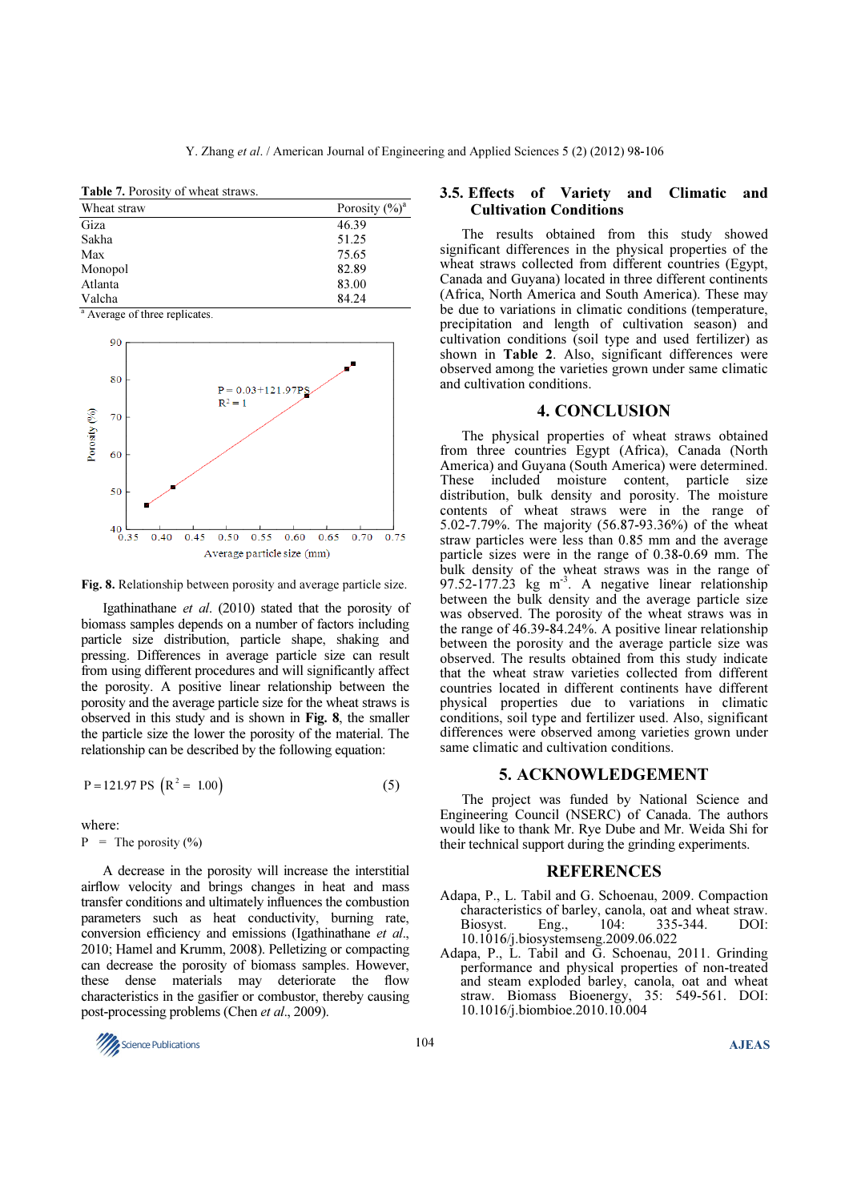**Table 7.** Porosity of wheat straws.

| Wheat straw | Porosity (%)[a] |
|---|---|
| Giza | 46.39 |
| Sakha | 51.25 |
| Max | 75.65 |
| Monopol | 82.89 |
| Atlanta | 83.00 |
| Valcha | 84.24 |

[a] Average of three replicates.

**Fig. 8.** Relationship between porosity and average particle size.

Igathinathane *et al*. (2010) stated that the porosity of biomass samples depends on a number of factors including particle size distribution, particle shape, shaking and pressing. Differences in average particle size can result from using different procedures and will significantly affect the porosity. A positive linear relationship between the porosity and the average particle size for the wheat straws is observed in this study and is shown in **Fig. 8**, the smaller the particle size the lower the porosity of the material. The relationship can be described by the following equation:

$$P = 121.97\ PS\ \left(R^2 = 1.00\right) \quad (5)$$

where:

P = The porosity (%)

A decrease in the porosity will increase the interstitial airflow velocity and brings changes in heat and mass transfer conditions and ultimately influences the combustion parameters such as heat conductivity, burning rate, conversion efficiency and emissions (Igathinathane *et al*., 2010; Hamel and Krumm, 2008). Pelletizing or compacting can decrease the porosity of biomass samples. However, these dense materials may deteriorate the flow characteristics in the gasifier or combustor, thereby causing post-processing problems (Chen *et al*., 2009).

### 3.5. Effects of Variety and Climatic and Cultivation Conditions

The results obtained from this study showed significant differences in the physical properties of the wheat straws collected from different countries (Egypt, Canada and Guyana) located in three different continents (Africa, North America and South America). These may be due to variations in climatic conditions (temperature, precipitation and length of cultivation season) and cultivation conditions (soil type and used fertilizer) as shown in **Table 2**. Also, significant differences were observed among the varieties grown under same climatic and cultivation conditions.

## 4. CONCLUSION

The physical properties of wheat straws obtained from three countries Egypt (Africa), Canada (North America) and Guyana (South America) were determined. These included moisture content, particle size distribution, bulk density and porosity. The moisture contents of wheat straws were in the range of 5.02-7.79%. The majority (56.87-93.36%) of the wheat straw particles were less than 0.85 mm and the average particle sizes were in the range of 0.38-0.69 mm. The bulk density of the wheat straws was in the range of 97.52-177.23 kg $m^{-3}$. A negative linear relationship between the bulk density and the average particle size was observed. The porosity of the wheat straws was in the range of 46.39-84.24%. A positive linear relationship between the porosity and the average particle size was observed. The results obtained from this study indicate that the wheat straw varieties collected from different countries located in different continents have different physical properties due to variations in climatic conditions, soil type and fertilizer used. Also, significant differences were observed among varieties grown under same climatic and cultivation conditions.

## 5. ACKNOWLEDGEMENT

The project was funded by National Science and Engineering Council (NSERC) of Canada. The authors would like to thank Mr. Rye Dube and Mr. Weida Shi for their technical support during the grinding experiments.

## REFERENCES

Adapa, P., L. Tabil and G. Schoenau, 2009. Compaction characteristics of barley, canola, oat and wheat straw. Biosyst. Eng., 104: 335-344. DOI: 10.1016/j.biosystemseng.2009.06.022

Adapa, P., L. Tabil and G. Schoenau, 2011. Grinding performance and physical properties of non-treated and steam exploded barley, canola, oat and wheat straw. Biomass Bioenergy, 35: 549-561. DOI: 10.1016/j.biombioe.2010.10.004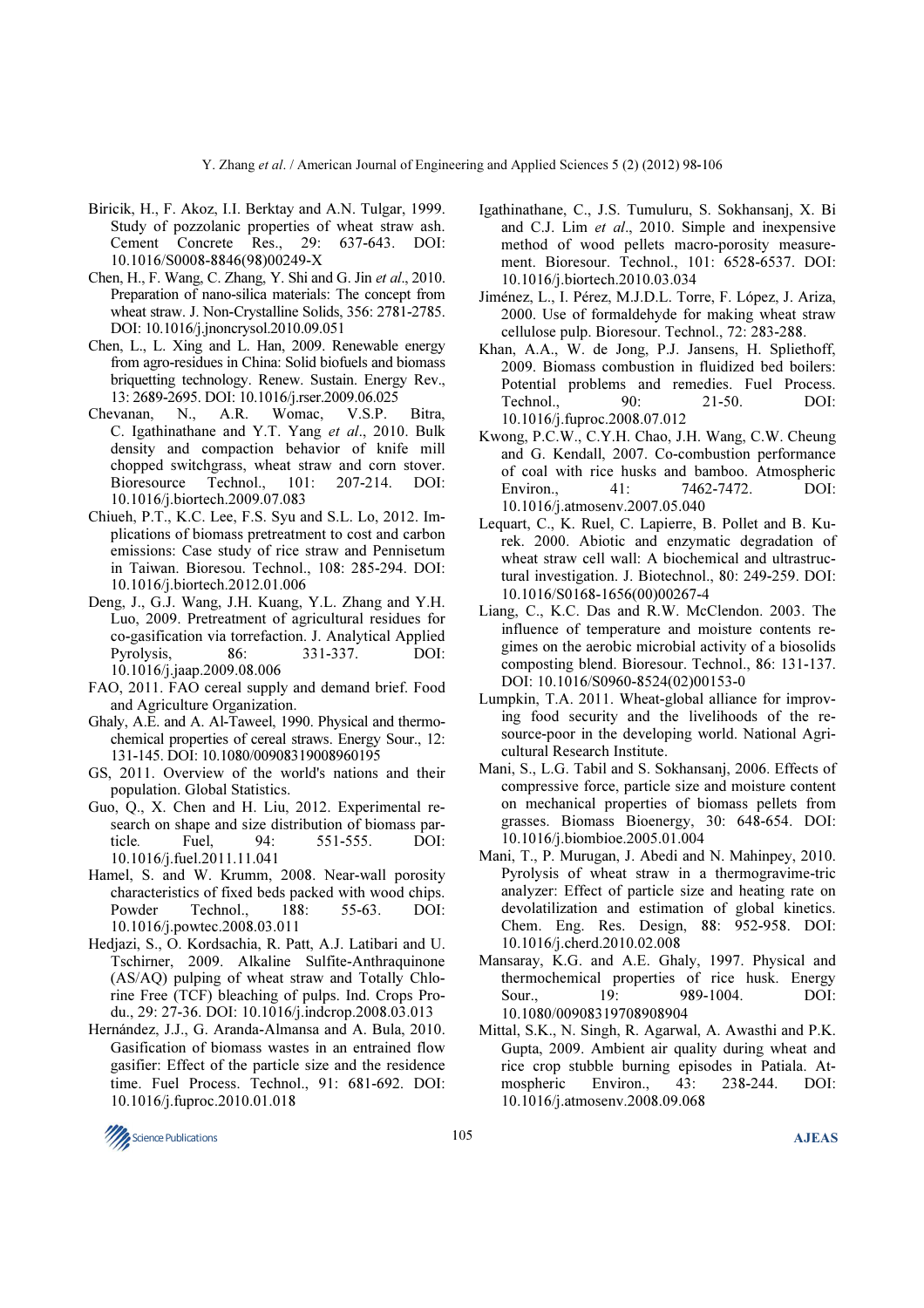Biricik, H., F. Akoz, I.I. Berktay and A.N. Tulgar, 1999. Study of pozzolanic properties of wheat straw ash. Cement Concrete Res., 29: 637-643. DOI: 10.1016/S0008-8846(98)00249-X

Chen, H., F. Wang, C. Zhang, Y. Shi and G. Jin *et al*., 2010. Preparation of nano-silica materials: The concept from wheat straw. J. Non-Crystalline Solids, 356: 2781-2785. DOI: 10.1016/j.jnoncrysol.2010.09.051

Chen, L., L. Xing and L. Han, 2009. Renewable energy from agro-residues in China: Solid biofuels and biomass briquetting technology. Renew. Sustain. Energy Rev., 13: 2689-2695. DOI: 10.1016/j.rser.2009.06.025

Chevanan, N., A.R. Womac, V.S.P. Bitra, C. Igathinathane and Y.T. Yang *et al*., 2010. Bulk density and compaction behavior of knife mill chopped switchgrass, wheat straw and corn stover. Bioresource Technol., 101: 207-214. DOI: 10.1016/j.biortech.2009.07.083

Chiueh, P.T., K.C. Lee, F.S. Syu and S.L. Lo, 2012. Implications of biomass pretreatment to cost and carbon emissions: Case study of rice straw and Pennisetum in Taiwan. Bioresou. Technol., 108: 285-294. DOI: 10.1016/j.biortech.2012.01.006

Deng, J., G.J. Wang, J.H. Kuang, Y.L. Zhang and Y.H. Luo, 2009. Pretreatment of agricultural residues for co-gasification via torrefaction. J. Analytical Applied Pyrolysis, 86: 331-337. DOI: 10.1016/j.jaap.2009.08.006

FAO, 2011. FAO cereal supply and demand brief. Food and Agriculture Organization.

Ghaly, A.E. and A. Al-Taweel, 1990. Physical and thermochemical properties of cereal straws. Energy Sour., 12: 131-145. DOI: 10.1080/00908319008960195

GS, 2011. Overview of the world's nations and their population. Global Statistics.

Guo, Q., X. Chen and H. Liu, 2012. Experimental research on shape and size distribution of biomass particle. Fuel, 94: 551-555. DOI: 10.1016/j.fuel.2011.11.041

Hamel, S. and W. Krumm, 2008. Near-wall porosity characteristics of fixed beds packed with wood chips. Powder Technol., 188: 55-63. DOI: 10.1016/j.powtec.2008.03.011

Hedjazi, S., O. Kordsachia, R. Patt, A.J. Latibari and U. Tschirner, 2009. Alkaline Sulfite-Anthraquinone (AS/AQ) pulping of wheat straw and Totally Chlorine Free (TCF) bleaching of pulps. Ind. Crops Produ., 29: 27-36. DOI: 10.1016/j.indcrop.2008.03.013

Hernández, J.J., G. Aranda-Almansa and A. Bula, 2010. Gasification of biomass wastes in an entrained flow gasifier: Effect of the particle size and the residence time. Fuel Process. Technol., 91: 681-692. DOI: 10.1016/j.fuproc.2010.01.018

Igathinathane, C., J.S. Tumuluru, S. Sokhansanj, X. Bi and C.J. Lim *et al*., 2010. Simple and inexpensive method of wood pellets macro-porosity measurement. Bioresour. Technol., 101: 6528-6537. DOI: 10.1016/j.biortech.2010.03.034

Jiménez, L., I. Pérez, M.J.D.L. Torre, F. López, J. Ariza, 2000. Use of formaldehyde for making wheat straw cellulose pulp. Bioresour. Technol., 72: 283-288.

Khan, A.A., W. de Jong, P.J. Jansens, H. Spliethoff, 2009. Biomass combustion in fluidized bed boilers: Potential problems and remedies. Fuel Process. Technol., 90: 21-50. DOI: 10.1016/j.fuproc.2008.07.012

Kwong, P.C.W., C.Y.H. Chao, J.H. Wang, C.W. Cheung and G. Kendall, 2007. Co-combustion performance of coal with rice husks and bamboo. Atmospheric Environ., 41: 7462-7472. DOI: 10.1016/j.atmosenv.2007.05.040

Lequart, C., K. Ruel, C. Lapierre, B. Pollet and B. Kurek. 2000. Abiotic and enzymatic degradation of wheat straw cell wall: A biochemical and ultrastructural investigation. J. Biotechnol., 80: 249-259. DOI: 10.1016/S0168-1656(00)00267-4

Liang, C., K.C. Das and R.W. McClendon. 2003. The influence of temperature and moisture contents regimes on the aerobic microbial activity of a biosolids composting blend. Bioresour. Technol., 86: 131-137. DOI: 10.1016/S0960-8524(02)00153-0

Lumpkin, T.A. 2011. Wheat-global alliance for improving food security and the livelihoods of the resource-poor in the developing world. National Agricultural Research Institute.

Mani, S., L.G. Tabil and S. Sokhansanj, 2006. Effects of compressive force, particle size and moisture content on mechanical properties of biomass pellets from grasses. Biomass Bioenergy, 30: 648-654. DOI: 10.1016/j.biombioe.2005.01.004

Mani, T., P. Murugan, J. Abedi and N. Mahinpey, 2010. Pyrolysis of wheat straw in a thermogravime-tric analyzer: Effect of particle size and heating rate on devolatilization and estimation of global kinetics. Chem. Eng. Res. Design, 88: 952-958. DOI: 10.1016/j.cherd.2010.02.008

Mansaray, K.G. and A.E. Ghaly, 1997. Physical and thermochemical properties of rice husk. Energy Sour., 19: 989-1004. DOI: 10.1080/00908319708908904

Mittal, S.K., N. Singh, R. Agarwal, A. Awasthi and P.K. Gupta, 2009. Ambient air quality during wheat and rice crop stubble burning episodes in Patiala. Atmospheric Environ., 43: 238-244. DOI: 10.1016/j.atmosenv.2008.09.068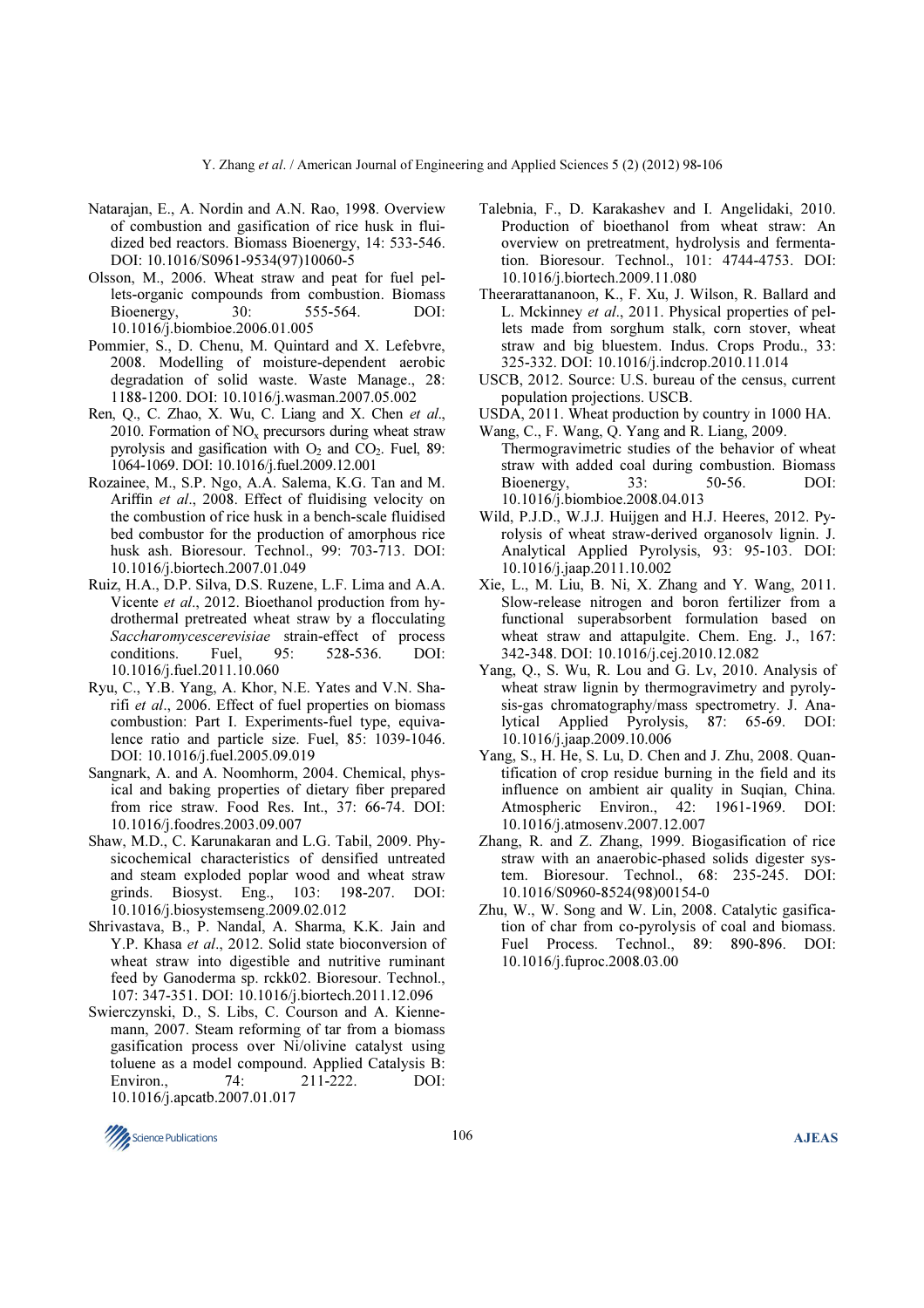Natarajan, E., A. Nordin and A.N. Rao, 1998. Overview of combustion and gasification of rice husk in fluidized bed reactors. Biomass Bioenergy, 14: 533-546. DOI: 10.1016/S0961-9534(97)10060-5

Olsson, M., 2006. Wheat straw and peat for fuel pellets-organic compounds from combustion. Biomass Bioenergy, 30: 555-564. DOI: 10.1016/j.biombioe.2006.01.005

Pommier, S., D. Chenu, M. Quintard and X. Lefebvre, 2008. Modelling of moisture-dependent aerobic degradation of solid waste. Waste Manage., 28: 1188-1200. DOI: 10.1016/j.wasman.2007.05.002

Ren, Q., C. Zhao, X. Wu, C. Liang and X. Chen *et al*., 2010. Formation of $NO_x$ precursors during wheat straw pyrolysis and gasification with $O_2$ and $CO_2$. Fuel, 89: 1064-1069. DOI: 10.1016/j.fuel.2009.12.001

Rozainee, M., S.P. Ngo, A.A. Salema, K.G. Tan and M. Ariffin *et al*., 2008. Effect of fluidising velocity on the combustion of rice husk in a bench-scale fluidised bed combustor for the production of amorphous rice husk ash. Bioresour. Technol., 99: 703-713. DOI: 10.1016/j.biortech.2007.01.049

Ruiz, H.A., D.P. Silva, D.S. Ruzene, L.F. Lima and A.A. Vicente *et al*., 2012. Bioethanol production from hydrothermal pretreated wheat straw by a flocculating *Saccharomycescerevisiae* strain-effect of process conditions. Fuel, 95: 528-536. DOI: 10.1016/j.fuel.2011.10.060

Ryu, C., Y.B. Yang, A. Khor, N.E. Yates and V.N. Sharifi *et al*., 2006. Effect of fuel properties on biomass combustion: Part I. Experiments-fuel type, equivalence ratio and particle size. Fuel, 85: 1039-1046. DOI: 10.1016/j.fuel.2005.09.019

Sangnark, A. and A. Noomhorm, 2004. Chemical, physical and baking properties of dietary fiber prepared from rice straw. Food Res. Int., 37: 66-74. DOI: 10.1016/j.foodres.2003.09.007

Shaw, M.D., C. Karunakaran and L.G. Tabil, 2009. Physicochemical characteristics of densified untreated and steam exploded poplar wood and wheat straw grinds. Biosyst. Eng., 103: 198-207. DOI: 10.1016/j.biosystemseng.2009.02.012

Shrivastava, B., P. Nandal, A. Sharma, K.K. Jain and Y.P. Khasa *et al*., 2012. Solid state bioconversion of wheat straw into digestible and nutritive ruminant feed by Ganoderma sp. rckk02. Bioresour. Technol., 107: 347-351. DOI: 10.1016/j.biortech.2011.12.096

Swierczynski, D., S. Libs, C. Courson and A. Kiennemann, 2007. Steam reforming of tar from a biomass gasification process over Ni/olivine catalyst using toluene as a model compound. Applied Catalysis B: Environ., 74: 211-222. DOI: 10.1016/j.apcatb.2007.01.017

Talebnia, F., D. Karakashev and I. Angelidaki, 2010. Production of bioethanol from wheat straw: An overview on pretreatment, hydrolysis and fermentation. Bioresour. Technol., 101: 4744-4753. DOI: 10.1016/j.biortech.2009.11.080

Theerarattananoon, K., F. Xu, J. Wilson, R. Ballard and L. Mckinney *et al*., 2011. Physical properties of pellets made from sorghum stalk, corn stover, wheat straw and big bluestem. Indus. Crops Produ., 33: 325-332. DOI: 10.1016/j.indcrop.2010.11.014

USCB, 2012. Source: U.S. bureau of the census, current population projections. USCB.

USDA, 2011. Wheat production by country in 1000 HA.

Wang, C., F. Wang, Q. Yang and R. Liang, 2009. Thermogravimetric studies of the behavior of wheat straw with added coal during combustion. Biomass Bioenergy, 33: 50-56. DOI: 10.1016/j.biombioe.2008.04.013

Wild, P.J.D., W.J.J. Huijgen and H.J. Heeres, 2012. Pyrolysis of wheat straw-derived organosolv lignin. J. Analytical Applied Pyrolysis, 93: 95-103. DOI: 10.1016/j.jaap.2011.10.002

Xie, L., M. Liu, B. Ni, X. Zhang and Y. Wang, 2011. Slow-release nitrogen and boron fertilizer from a functional superabsorbent formulation based on wheat straw and attapulgite. Chem. Eng. J., 167: 342-348. DOI: 10.1016/j.cej.2010.12.082

Yang, Q., S. Wu, R. Lou and G. Lv, 2010. Analysis of wheat straw lignin by thermogravimetry and pyrolysis-gas chromatography/mass spectrometry. J. Analytical Applied Pyrolysis, 87: 65-69. DOI: 10.1016/j.jaap.2009.10.006

Yang, S., H. He, S. Lu, D. Chen and J. Zhu, 2008. Quantification of crop residue burning in the field and its influence on ambient air quality in Suqian, China. Atmospheric Environ., 42: 1961-1969. DOI: 10.1016/j.atmosenv.2007.12.007

Zhang, R. and Z. Zhang, 1999. Biogasification of rice straw with an anaerobic-phased solids digester system. Bioresour. Technol., 68: 235-245. DOI: 10.1016/S0960-8524(98)00154-0

Zhu, W., W. Song and W. Lin, 2008. Catalytic gasification of char from co-pyrolysis of coal and biomass. Fuel Process. Technol., 89: 890-896. DOI: 10.1016/j.fuproc.2008.03.00